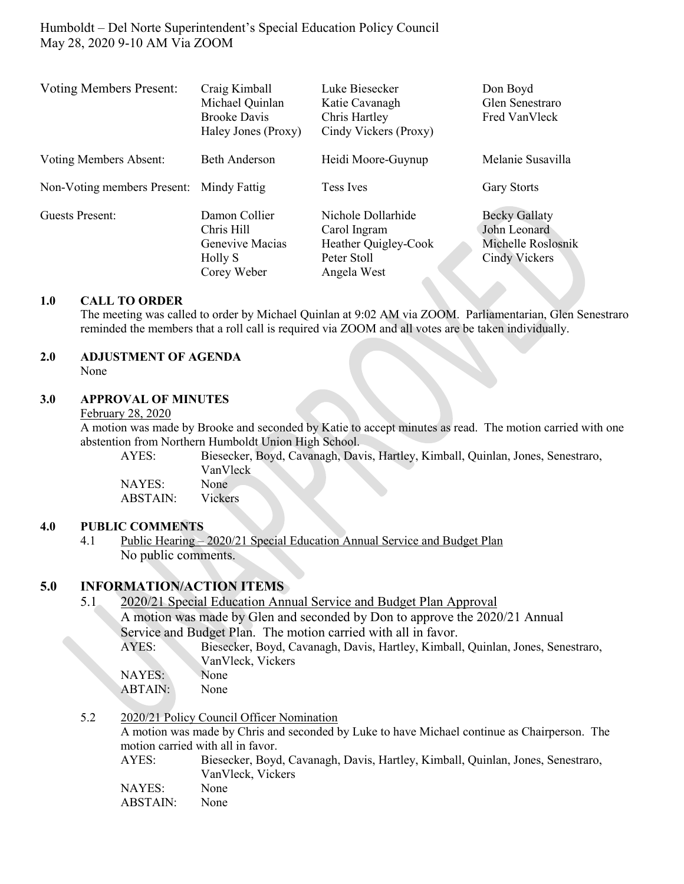Humboldt – Del Norte Superintendent's Special Education Policy Council
May 28, 2020 9-10 AM Via ZOOM

| | | | |
|---|---|---|---|
| Voting Members Present: | Craig Kimball<br>Michael Quinlan<br>Brooke Davis<br>Haley Jones (Proxy) | Luke Biesecker<br>Katie Cavanagh<br>Chris Hartley<br>Cindy Vickers (Proxy) | Don Boyd<br>Glen Senestraro<br>Fred VanVleck |
| Voting Members Absent: | Beth Anderson | Heidi Moore-Guynup | Melanie Susavilla |
| Non-Voting members Present: | Mindy Fattig | Tess Ives | Gary Storts |
| Guests Present: | Damon Collier<br>Chris Hill<br>Genevive Macias<br>Holly S<br>Corey Weber | Nichole Dollarhide<br>Carol Ingram<br>Heather Quigley-Cook<br>Peter Stoll<br>Angela West | Becky Gallaty<br>John Leonard<br>Michelle Roslosnik<br>Cindy Vickers |

**1.0 CALL TO ORDER**

The meeting was called to order by Michael Quinlan at 9:02 AM via ZOOM. Parliamentarian, Glen Senestraro reminded the members that a roll call is required via ZOOM and all votes are be taken individually.

**2.0 ADJUSTMENT OF AGENDA**

None

**3.0 APPROVAL OF MINUTES**

February 28, 2020

A motion was made by Brooke and seconded by Katie to accept minutes as read. The motion carried with one abstention from Northern Humboldt Union High School.

AYES: Biesecker, Boyd, Cavanagh, Davis, Hartley, Kimball, Quinlan, Jones, Senestraro, VanVleck
NAYES: None
ABSTAIN: Vickers

**4.0 PUBLIC COMMENTS**

4.1 Public Hearing – 2020/21 Special Education Annual Service and Budget Plan
No public comments.

**5.0 INFORMATION/ACTION ITEMS**

5.1 2020/21 Special Education Annual Service and Budget Plan Approval
A motion was made by Glen and seconded by Don to approve the 2020/21 Annual Service and Budget Plan. The motion carried with all in favor.

AYES: Biesecker, Boyd, Cavanagh, Davis, Hartley, Kimball, Quinlan, Jones, Senestraro, VanVleck, Vickers
NAYES: None
ABTAIN: None

5.2 2020/21 Policy Council Officer Nomination
A motion was made by Chris and seconded by Luke to have Michael continue as Chairperson. The motion carried with all in favor.

AYES: Biesecker, Boyd, Cavanagh, Davis, Hartley, Kimball, Quinlan, Jones, Senestraro, VanVleck, Vickers
NAYES: None
ABSTAIN: None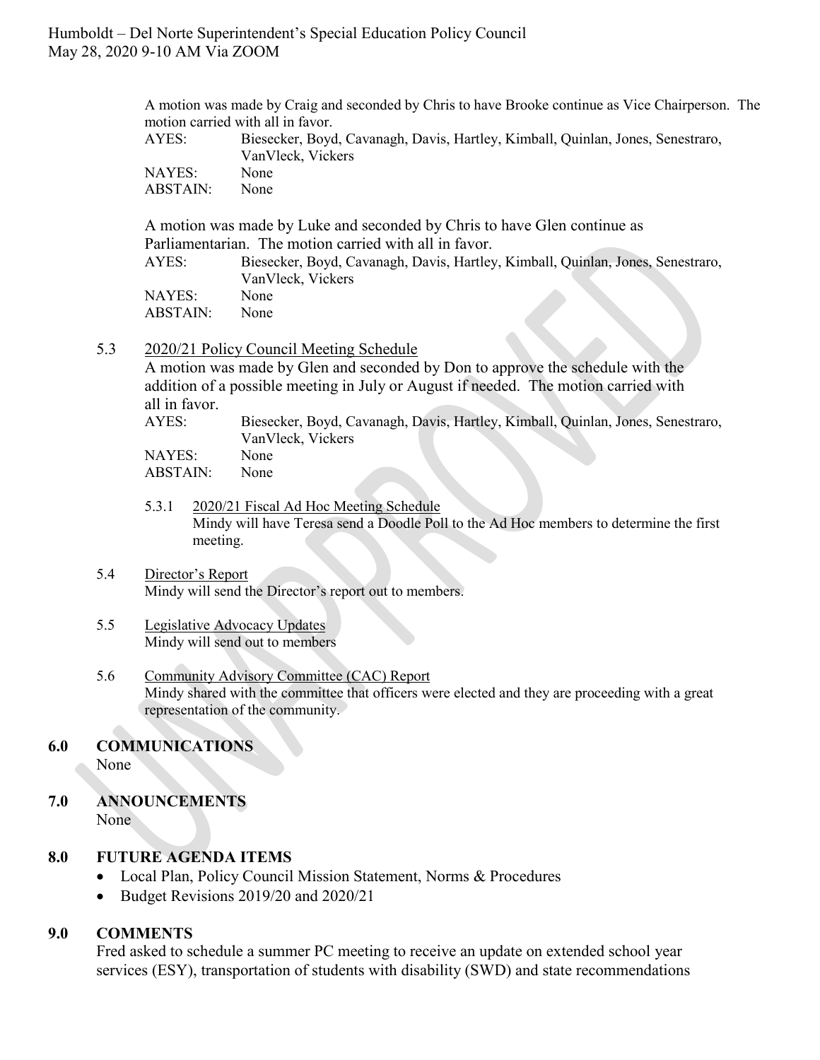A motion was made by Craig and seconded by Chris to have Brooke continue as Vice Chairperson. The motion carried with all in favor.

AYES: Biesecker, Boyd, Cavanagh, Davis, Hartley, Kimball, Quinlan, Jones, Senestraro, VanVleck, Vickers
NAYES: None
ABSTAIN: None

A motion was made by Luke and seconded by Chris to have Glen continue as Parliamentarian. The motion carried with all in favor.

AYES: Biesecker, Boyd, Cavanagh, Davis, Hartley, Kimball, Quinlan, Jones, Senestraro, VanVleck, Vickers
NAYES: None
ABSTAIN: None

5.3 2020/21 Policy Council Meeting Schedule

A motion was made by Glen and seconded by Don to approve the schedule with the addition of a possible meeting in July or August if needed. The motion carried with all in favor.

AYES: Biesecker, Boyd, Cavanagh, Davis, Hartley, Kimball, Quinlan, Jones, Senestraro, VanVleck, Vickers
NAYES: None
ABSTAIN: None

5.3.1 2020/21 Fiscal Ad Hoc Meeting Schedule

Mindy will have Teresa send a Doodle Poll to the Ad Hoc members to determine the first meeting.

5.4 Director's Report

Mindy will send the Director's report out to members.

5.5 Legislative Advocacy Updates

Mindy will send out to members

5.6 Community Advisory Committee (CAC) Report

Mindy shared with the committee that officers were elected and they are proceeding with a great representation of the community.

## 6.0 COMMUNICATIONS

None

## 7.0 ANNOUNCEMENTS

None

## 8.0 FUTURE AGENDA ITEMS

- Local Plan, Policy Council Mission Statement, Norms & Procedures
- Budget Revisions 2019/20 and 2020/21

## 9.0 COMMENTS

Fred asked to schedule a summer PC meeting to receive an update on extended school year services (ESY), transportation of students with disability (SWD) and state recommendations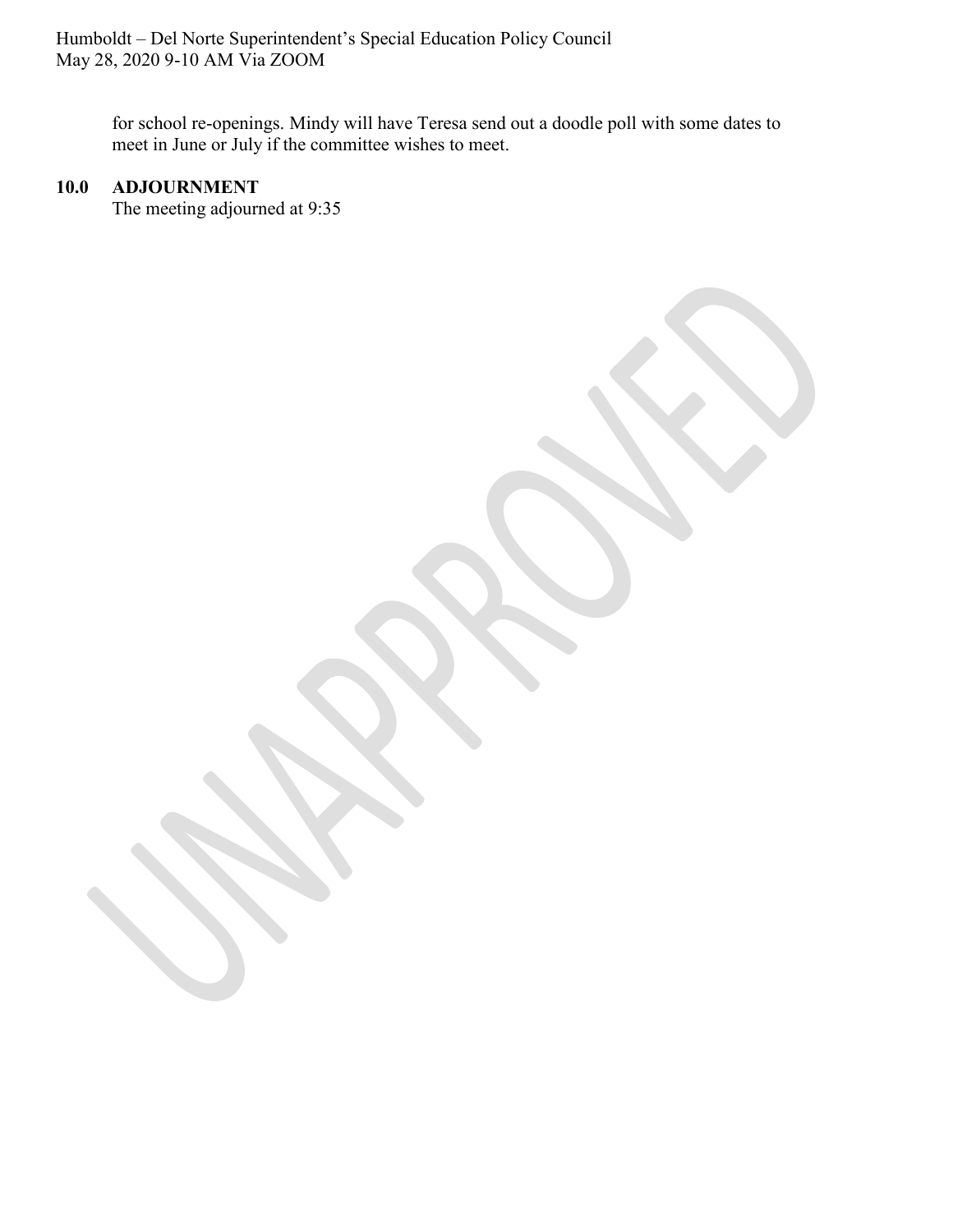for school re-openings. Mindy will have Teresa send out a doodle poll with some dates to meet in June or July if the committee wishes to meet.

## 10.0 ADJOURNMENT

The meeting adjourned at 9:35

UNAPPROVED